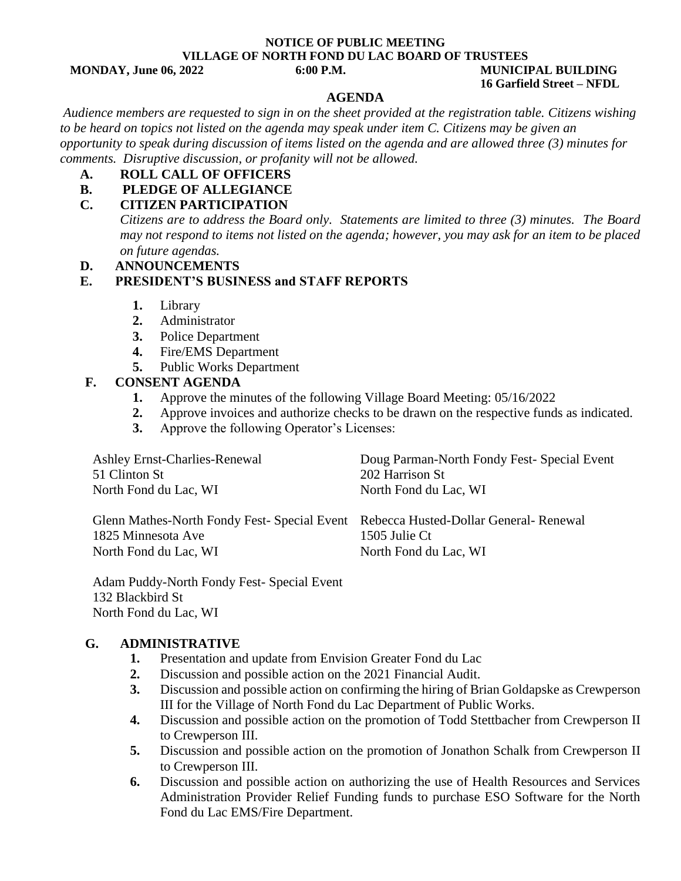**NOTICE OF PUBLIC MEETING**
**VILLAGE OF NORTH FOND DU LAC BOARD OF TRUSTEES**

**MONDAY, June 06, 2022** **6:00 P.M.** **MUNICIPAL BUILDING**
**16 Garfield Street – NFDL**

# AGENDA

*Audience members are requested to sign in on the sheet provided at the registration table. Citizens wishing to be heard on topics not listed on the agenda may speak under item C. Citizens may be given an opportunity to speak during discussion of items listed on the agenda and are allowed three (3) minutes for comments. Disruptive discussion, or profanity will not be allowed.*

**A. ROLL CALL OF OFFICERS**

**B. PLEDGE OF ALLEGIANCE**

**C. CITIZEN PARTICIPATION**

*Citizens are to address the Board only. Statements are limited to three (3) minutes. The Board may not respond to items not listed on the agenda; however, you may ask for an item to be placed on future agendas.*

**D. ANNOUNCEMENTS**

**E. PRESIDENT'S BUSINESS and STAFF REPORTS**

1. Library
2. Administrator
3. Police Department
4. Fire/EMS Department
5. Public Works Department

**F. CONSENT AGENDA**

1. Approve the minutes of the following Village Board Meeting: 05/16/2022
2. Approve invoices and authorize checks to be drawn on the respective funds as indicated.
3. Approve the following Operator's Licenses:

Ashley Ernst-Charlies-Renewal
51 Clinton St
North Fond du Lac, WI

Doug Parman-North Fondy Fest- Special Event
202 Harrison St
North Fond du Lac, WI

Glenn Mathes-North Fondy Fest- Special Event
1825 Minnesota Ave
North Fond du Lac, WI

Rebecca Husted-Dollar General- Renewal
1505 Julie Ct
North Fond du Lac, WI

Adam Puddy-North Fondy Fest- Special Event
132 Blackbird St
North Fond du Lac, WI

**G. ADMINISTRATIVE**

1. Presentation and update from Envision Greater Fond du Lac
2. Discussion and possible action on the 2021 Financial Audit.
3. Discussion and possible action on confirming the hiring of Brian Goldapske as Crewperson III for the Village of North Fond du Lac Department of Public Works.
4. Discussion and possible action on the promotion of Todd Stettbacher from Crewperson II to Crewperson III.
5. Discussion and possible action on the promotion of Jonathon Schalk from Crewperson II to Crewperson III.
6. Discussion and possible action on authorizing the use of Health Resources and Services Administration Provider Relief Funding funds to purchase ESO Software for the North Fond du Lac EMS/Fire Department.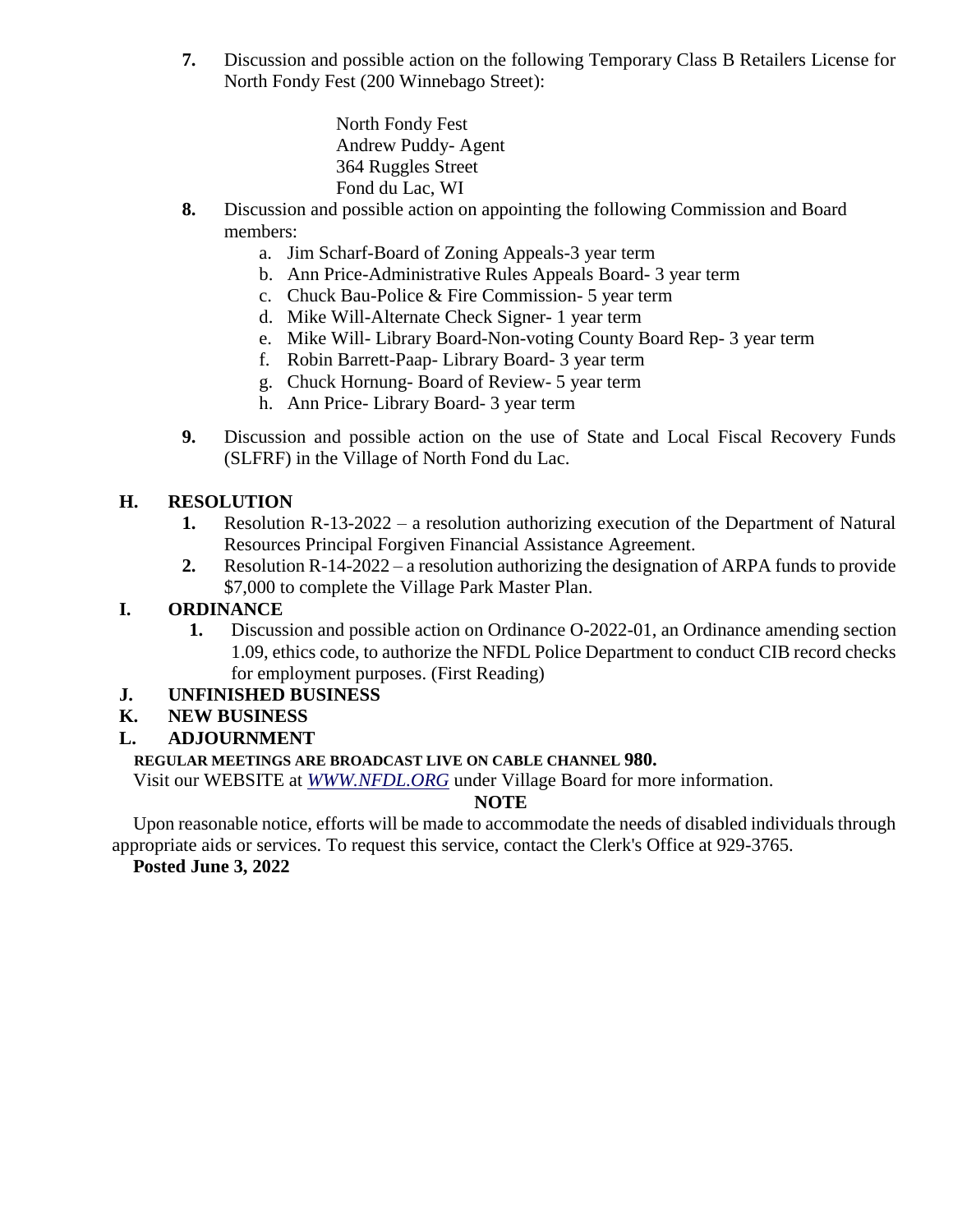7. Discussion and possible action on the following Temporary Class B Retailers License for North Fondy Fest (200 Winnebago Street):

   North Fondy Fest
   Andrew Puddy- Agent
   364 Ruggles Street
   Fond du Lac, WI

8. Discussion and possible action on appointing the following Commission and Board members:
   a. Jim Scharf-Board of Zoning Appeals-3 year term
   b. Ann Price-Administrative Rules Appeals Board- 3 year term
   c. Chuck Bau-Police & Fire Commission- 5 year term
   d. Mike Will-Alternate Check Signer- 1 year term
   e. Mike Will- Library Board-Non-voting County Board Rep- 3 year term
   f. Robin Barrett-Paap- Library Board- 3 year term
   g. Chuck Hornung- Board of Review- 5 year term
   h. Ann Price- Library Board- 3 year term

9. Discussion and possible action on the use of State and Local Fiscal Recovery Funds (SLFRF) in the Village of North Fond du Lac.

## H. RESOLUTION

1. Resolution R-13-2022 – a resolution authorizing execution of the Department of Natural Resources Principal Forgiven Financial Assistance Agreement.
2. Resolution R-14-2022 – a resolution authorizing the designation of ARPA funds to provide $7,000 to complete the Village Park Master Plan.

## I. ORDINANCE

1. Discussion and possible action on Ordinance O-2022-01, an Ordinance amending section 1.09, ethics code, to authorize the NFDL Police Department to conduct CIB record checks for employment purposes. (First Reading)

## J. UNFINISHED BUSINESS

## K. NEW BUSINESS

## L. ADJOURNMENT

**REGULAR MEETINGS ARE BROADCAST LIVE ON CABLE CHANNEL 980.**

Visit our WEBSITE at *WWW.NFDL.ORG* under Village Board for more information.

**NOTE**

Upon reasonable notice, efforts will be made to accommodate the needs of disabled individuals through appropriate aids or services. To request this service, contact the Clerk's Office at 929-3765.

**Posted June 3, 2022**